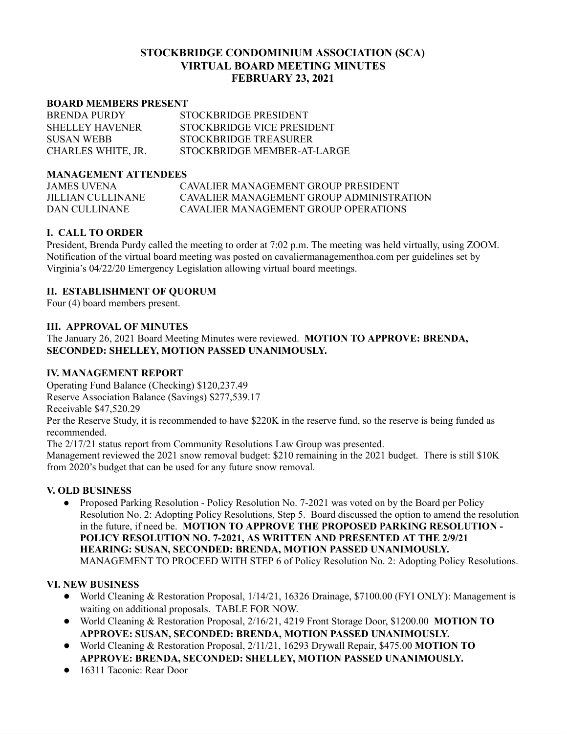# STOCKBRIDGE CONDOMINIUM ASSOCIATION (SCA)
# VIRTUAL BOARD MEETING MINUTES
# FEBRUARY 23, 2021

**BOARD MEMBERS PRESENT**

| | |
|---|---|
| BRENDA PURDY | STOCKBRIDGE PRESIDENT |
| SHELLEY HAVENER | STOCKBRIDGE VICE PRESIDENT |
| SUSAN WEBB | STOCKBRIDGE TREASURER |
| CHARLES WHITE, JR. | STOCKBRIDGE MEMBER-AT-LARGE |

**MANAGEMENT ATTENDEES**

| | |
|---|---|
| JAMES UVENA | CAVALIER MANAGEMENT GROUP PRESIDENT |
| JILLIAN CULLINANE | CAVALIER MANAGEMENT GROUP ADMINISTRATION |
| DAN CULLINANE | CAVALIER MANAGEMENT GROUP OPERATIONS |

## I. CALL TO ORDER

President, Brenda Purdy called the meeting to order at 7:02 p.m. The meeting was held virtually, using ZOOM. Notification of the virtual board meeting was posted on cavaliermanagementhoa.com per guidelines set by Virginia's 04/22/20 Emergency Legislation allowing virtual board meetings.

## II. ESTABLISHMENT OF QUORUM

Four (4) board members present.

## III. APPROVAL OF MINUTES

The January 26, 2021 Board Meeting Minutes were reviewed. **MOTION TO APPROVE: BRENDA, SECONDED: SHELLEY, MOTION PASSED UNANIMOUSLY.**

## IV. MANAGEMENT REPORT

Operating Fund Balance (Checking) $120,237.49

Reserve Association Balance (Savings) $277,539.17

Receivable $47,520.29

Per the Reserve Study, it is recommended to have $220K in the reserve fund, so the reserve is being funded as recommended.

The 2/17/21 status report from Community Resolutions Law Group was presented.

Management reviewed the 2021 snow removal budget: $210 remaining in the 2021 budget. There is still $10K from 2020's budget that can be used for any future snow removal.

## V. OLD BUSINESS

- Proposed Parking Resolution - Policy Resolution No. 7-2021 was voted on by the Board per Policy Resolution No. 2: Adopting Policy Resolutions, Step 5. Board discussed the option to amend the resolution in the future, if need be. **MOTION TO APPROVE THE PROPOSED PARKING RESOLUTION - POLICY RESOLUTION NO. 7-2021, AS WRITTEN AND PRESENTED AT THE 2/9/21 HEARING: SUSAN, SECONDED: BRENDA, MOTION PASSED UNANIMOUSLY.** MANAGEMENT TO PROCEED WITH STEP 6 of Policy Resolution No. 2: Adopting Policy Resolutions.

## VI. NEW BUSINESS

- World Cleaning & Restoration Proposal, 1/14/21, 16326 Drainage, $7100.00 (FYI ONLY): Management is waiting on additional proposals. TABLE FOR NOW.
- World Cleaning & Restoration Proposal, 2/16/21, 4219 Front Storage Door, $1200.00 **MOTION TO APPROVE: SUSAN, SECONDED: BRENDA, MOTION PASSED UNANIMOUSLY.**
- World Cleaning & Restoration Proposal, 2/11/21, 16293 Drywall Repair, $475.00 **MOTION TO APPROVE: BRENDA, SECONDED: SHELLEY, MOTION PASSED UNANIMOUSLY.**
- 16311 Taconic: Rear Door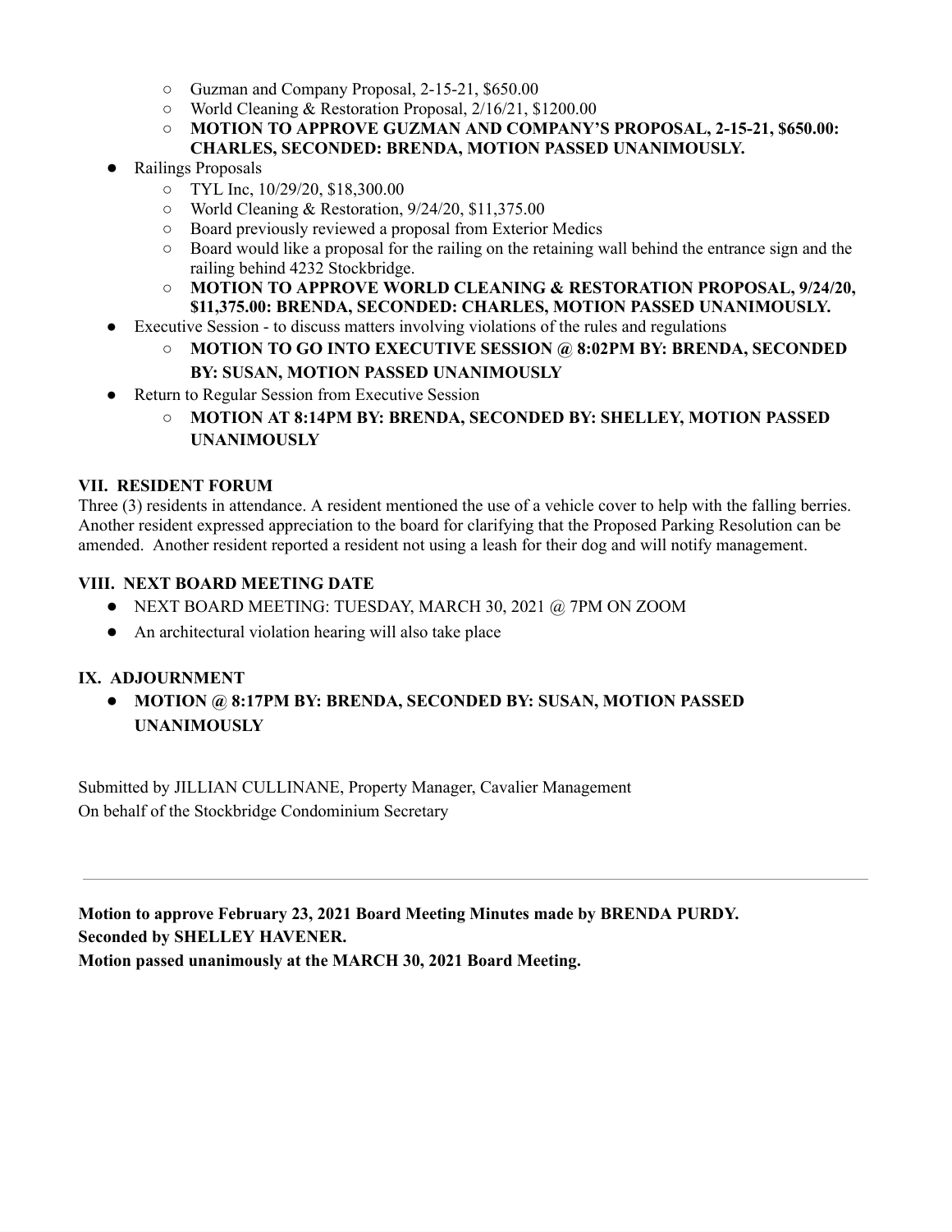- Guzman and Company Proposal, 2-15-21, $650.00
  - World Cleaning & Restoration Proposal, 2/16/21, $1200.00
  - **MOTION TO APPROVE GUZMAN AND COMPANY'S PROPOSAL, 2-15-21, $650.00: CHARLES, SECONDED: BRENDA, MOTION PASSED UNANIMOUSLY.**
- Railings Proposals
  - TYL Inc, 10/29/20, $18,300.00
  - World Cleaning & Restoration, 9/24/20, $11,375.00
  - Board previously reviewed a proposal from Exterior Medics
  - Board would like a proposal for the railing on the retaining wall behind the entrance sign and the railing behind 4232 Stockbridge.
  - **MOTION TO APPROVE WORLD CLEANING & RESTORATION PROPOSAL, 9/24/20, $11,375.00: BRENDA, SECONDED: CHARLES, MOTION PASSED UNANIMOUSLY.**
- Executive Session - to discuss matters involving violations of the rules and regulations
  - **MOTION TO GO INTO EXECUTIVE SESSION @ 8:02PM BY: BRENDA, SECONDED BY: SUSAN, MOTION PASSED UNANIMOUSLY**
- Return to Regular Session from Executive Session
  - **MOTION AT 8:14PM BY: BRENDA, SECONDED BY: SHELLEY, MOTION PASSED UNANIMOUSLY**

### VII. RESIDENT FORUM

Three (3) residents in attendance. A resident mentioned the use of a vehicle cover to help with the falling berries. Another resident expressed appreciation to the board for clarifying that the Proposed Parking Resolution can be amended. Another resident reported a resident not using a leash for their dog and will notify management.

### VIII. NEXT BOARD MEETING DATE

- NEXT BOARD MEETING: TUESDAY, MARCH 30, 2021 @ 7PM ON ZOOM
- An architectural violation hearing will also take place

### IX. ADJOURNMENT

- **MOTION @ 8:17PM BY: BRENDA, SECONDED BY: SUSAN, MOTION PASSED UNANIMOUSLY**

Submitted by JILLIAN CULLINANE, Property Manager, Cavalier Management
On behalf of the Stockbridge Condominium Secretary

---

**Motion to approve February 23, 2021 Board Meeting Minutes made by BRENDA PURDY.**
**Seconded by SHELLEY HAVENER.**
**Motion passed unanimously at the MARCH 30, 2021 Board Meeting.**